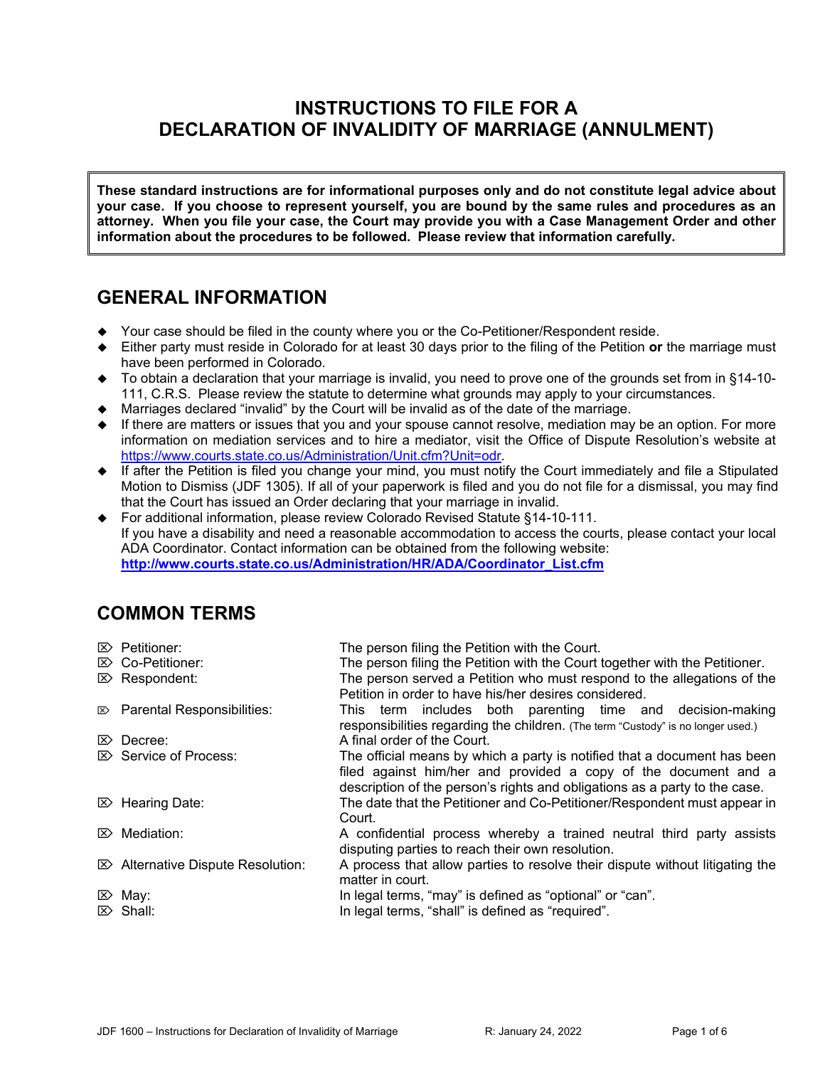# INSTRUCTIONS TO FILE FOR A DECLARATION OF INVALIDITY OF MARRIAGE (ANNULMENT)

**These standard instructions are for informational purposes only and do not constitute legal advice about your case. If you choose to represent yourself, you are bound by the same rules and procedures as an attorney. When you file your case, the Court may provide you with a Case Management Order and other information about the procedures to be followed. Please review that information carefully.**

## GENERAL INFORMATION

- Your case should be filed in the county where you or the Co-Petitioner/Respondent reside.
- Either party must reside in Colorado for at least 30 days prior to the filing of the Petition **or** the marriage must have been performed in Colorado.
- To obtain a declaration that your marriage is invalid, you need to prove one of the grounds set from in §14-10-111, C.R.S. Please review the statute to determine what grounds may apply to your circumstances.
- Marriages declared "invalid" by the Court will be invalid as of the date of the marriage.
- If there are matters or issues that you and your spouse cannot resolve, mediation may be an option. For more information on mediation services and to hire a mediator, visit the Office of Dispute Resolution's website at https://www.courts.state.co.us/Administration/Unit.cfm?Unit=odr.
- If after the Petition is filed you change your mind, you must notify the Court immediately and file a Stipulated Motion to Dismiss (JDF 1305). If all of your paperwork is filed and you do not file for a dismissal, you may find that the Court has issued an Order declaring that your marriage in invalid.
- For additional information, please review Colorado Revised Statute §14-10-111.

If you have a disability and need a reasonable accommodation to access the courts, please contact your local ADA Coordinator. Contact information can be obtained from the following website:
**http://www.courts.state.co.us/Administration/HR/ADA/Coordinator_List.cfm**

## COMMON TERMS

- **Petitioner:** The person filing the Petition with the Court.
- **Co-Petitioner:** The person filing the Petition with the Court together with the Petitioner.
- **Respondent:** The person served a Petition who must respond to the allegations of the Petition in order to have his/her desires considered.
- **Parental Responsibilities:** This term includes both parenting time and decision-making responsibilities regarding the children. (The term "Custody" is no longer used.)
- **Decree:** A final order of the Court.
- **Service of Process:** The official means by which a party is notified that a document has been filed against him/her and provided a copy of the document and a description of the person's rights and obligations as a party to the case.
- **Hearing Date:** The date that the Petitioner and Co-Petitioner/Respondent must appear in Court.
- **Mediation:** A confidential process whereby a trained neutral third party assists disputing parties to reach their own resolution.
- **Alternative Dispute Resolution:** A process that allow parties to resolve their dispute without litigating the matter in court.
- **May:** In legal terms, "may" is defined as "optional" or "can".
- **Shall:** In legal terms, "shall" is defined as "required".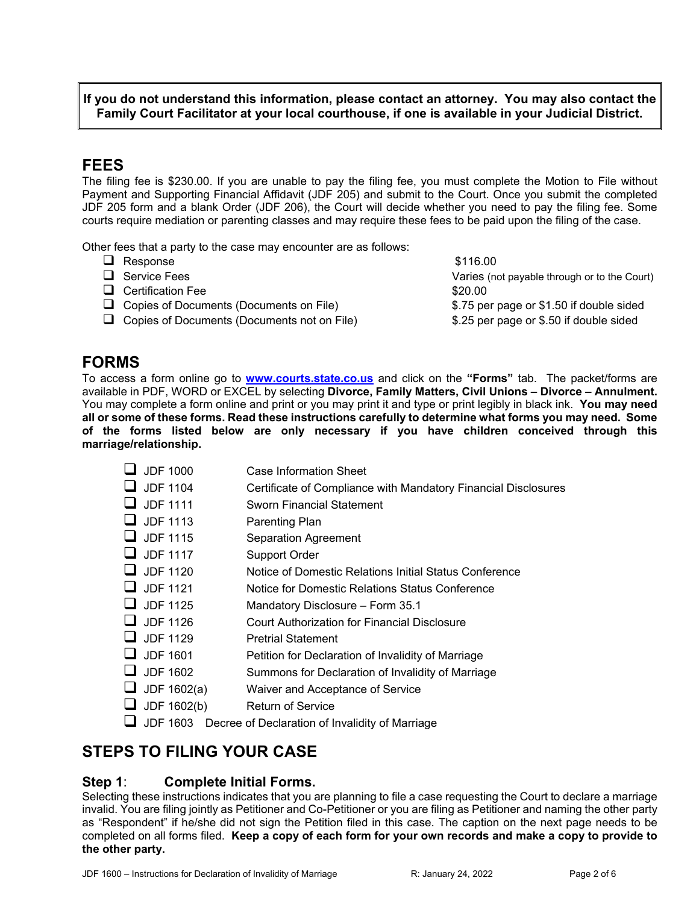**If you do not understand this information, please contact an attorney. You may also contact the Family Court Facilitator at your local courthouse, if one is available in your Judicial District.**

## FEES

The filing fee is $230.00. If you are unable to pay the filing fee, you must complete the Motion to File without Payment and Supporting Financial Affidavit (JDF 205) and submit to the Court. Once you submit the completed JDF 205 form and a blank Order (JDF 206), the Court will decide whether you need to pay the filing fee. Some courts require mediation or parenting classes and may require these fees to be paid upon the filing of the case.

Other fees that a party to the case may encounter are as follows:

| | |
|---|---|
| ❑ Response | $116.00 |
| ❑ Service Fees | Varies (not payable through or to the Court) |
| ❑ Certification Fee | $20.00 |
| ❑ Copies of Documents (Documents on File) | $.75 per page or $1.50 if double sided |
| ❑ Copies of Documents (Documents not on File) | $.25 per page or $.50 if double sided |

## FORMS

To access a form online go to **www.courts.state.co.us** and click on the **"Forms"** tab. The packet/forms are available in PDF, WORD or EXCEL by selecting **Divorce, Family Matters, Civil Unions – Divorce – Annulment.** You may complete a form online and print or you may print it and type or print legibly in black ink. **You may need all or some of these forms. Read these instructions carefully to determine what forms you may need. Some of the forms listed below are only necessary if you have children conceived through this marriage/relationship.**

| | |
|---|---|
| ❑ JDF 1000 | Case Information Sheet |
| ❑ JDF 1104 | Certificate of Compliance with Mandatory Financial Disclosures |
| ❑ JDF 1111 | Sworn Financial Statement |
| ❑ JDF 1113 | Parenting Plan |
| ❑ JDF 1115 | Separation Agreement |
| ❑ JDF 1117 | Support Order |
| ❑ JDF 1120 | Notice of Domestic Relations Initial Status Conference |
| ❑ JDF 1121 | Notice for Domestic Relations Status Conference |
| ❑ JDF 1125 | Mandatory Disclosure – Form 35.1 |
| ❑ JDF 1126 | Court Authorization for Financial Disclosure |
| ❑ JDF 1129 | Pretrial Statement |
| ❑ JDF 1601 | Petition for Declaration of Invalidity of Marriage |
| ❑ JDF 1602 | Summons for Declaration of Invalidity of Marriage |
| ❑ JDF 1602(a) | Waiver and Acceptance of Service |
| ❑ JDF 1602(b) | Return of Service |
| ❑ JDF 1603 | Decree of Declaration of Invalidity of Marriage |

## STEPS TO FILING YOUR CASE

### Step 1: Complete Initial Forms.

Selecting these instructions indicates that you are planning to file a case requesting the Court to declare a marriage invalid. You are filing jointly as Petitioner and Co-Petitioner or you are filing as Petitioner and naming the other party as "Respondent" if he/she did not sign the Petition filed in this case. The caption on the next page needs to be completed on all forms filed. **Keep a copy of each form for your own records and make a copy to provide to the other party.**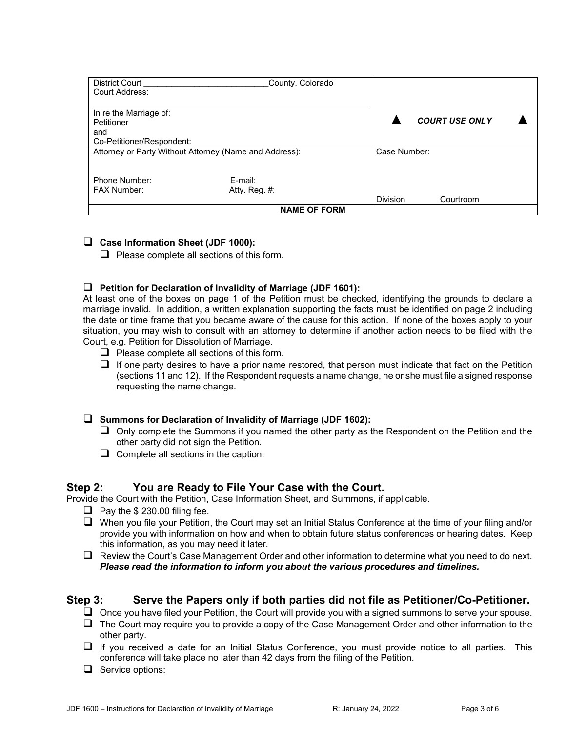| District Court ___________________________ County, Colorado<br>Court Address:<br><br>In re the Marriage of:<br>Petitioner<br>and<br>Co-Petitioner/Respondent: | ▲ COURT USE ONLY ▲ |
|---|---|
| Attorney or Party Without Attorney (Name and Address):<br><br>Phone Number: E-mail:<br>FAX Number: Atty. Reg. #: | Case Number:<br><br>Division Courtroom |
| **NAME OF FORM** | |

- ❑ **Case Information Sheet (JDF 1000):**
  - ❑ Please complete all sections of this form.

- ❑ **Petition for Declaration of Invalidity of Marriage (JDF 1601):**

At least one of the boxes on page 1 of the Petition must be checked, identifying the grounds to declare a marriage invalid. In addition, a written explanation supporting the facts must be identified on page 2 including the date or time frame that you became aware of the cause for this action. If none of the boxes apply to your situation, you may wish to consult with an attorney to determine if another action needs to be filed with the Court, e.g. Petition for Dissolution of Marriage.

  - ❑ Please complete all sections of this form.
  - ❑ If one party desires to have a prior name restored, that person must indicate that fact on the Petition (sections 11 and 12). If the Respondent requests a name change, he or she must file a signed response requesting the name change.

- ❑ **Summons for Declaration of Invalidity of Marriage (JDF 1602):**
  - ❑ Only complete the Summons if you named the other party as the Respondent on the Petition and the other party did not sign the Petition.
  - ❑ Complete all sections in the caption.

## Step 2: You are Ready to File Your Case with the Court.

Provide the Court with the Petition, Case Information Sheet, and Summons, if applicable.

- ❑ Pay the $ 230.00 filing fee.
- ❑ When you file your Petition, the Court may set an Initial Status Conference at the time of your filing and/or provide you with information on how and when to obtain future status conferences or hearing dates. Keep this information, as you may need it later.
- ❑ Review the Court's Case Management Order and other information to determine what you need to do next. ***Please read the information to inform you about the various procedures and timelines.***

## Step 3: Serve the Papers only if both parties did not file as Petitioner/Co-Petitioner.

- ❑ Once you have filed your Petition, the Court will provide you with a signed summons to serve your spouse.
- ❑ The Court may require you to provide a copy of the Case Management Order and other information to the other party.
- ❑ If you received a date for an Initial Status Conference, you must provide notice to all parties. This conference will take place no later than 42 days from the filing of the Petition.
- ❑ Service options: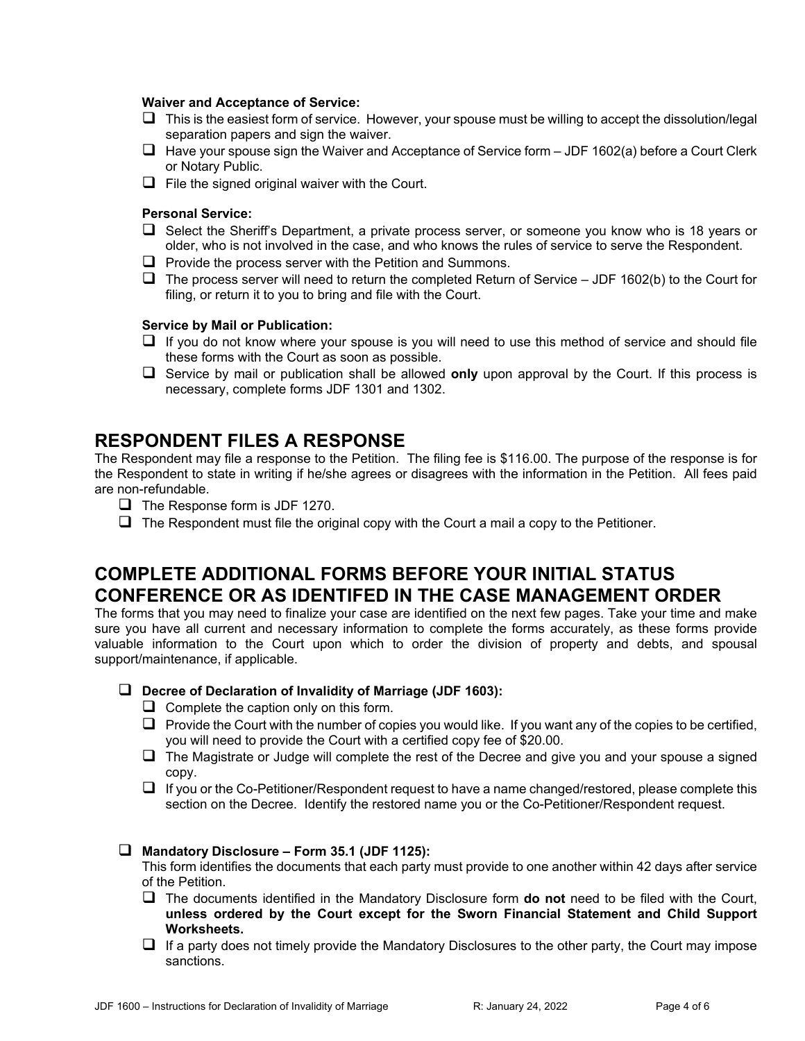**Waiver and Acceptance of Service:**

- ☐ This is the easiest form of service. However, your spouse must be willing to accept the dissolution/legal separation papers and sign the waiver.
- ☐ Have your spouse sign the Waiver and Acceptance of Service form – JDF 1602(a) before a Court Clerk or Notary Public.
- ☐ File the signed original waiver with the Court.

**Personal Service:**

- ☐ Select the Sheriff's Department, a private process server, or someone you know who is 18 years or older, who is not involved in the case, and who knows the rules of service to serve the Respondent.
- ☐ Provide the process server with the Petition and Summons.
- ☐ The process server will need to return the completed Return of Service – JDF 1602(b) to the Court for filing, or return it to you to bring and file with the Court.

**Service by Mail or Publication:**

- ☐ If you do not know where your spouse is you will need to use this method of service and should file these forms with the Court as soon as possible.
- ☐ Service by mail or publication shall be allowed **only** upon approval by the Court. If this process is necessary, complete forms JDF 1301 and 1302.

## RESPONDENT FILES A RESPONSE

The Respondent may file a response to the Petition. The filing fee is $116.00. The purpose of the response is for the Respondent to state in writing if he/she agrees or disagrees with the information in the Petition. All fees paid are non-refundable.

- ☐ The Response form is JDF 1270.
- ☐ The Respondent must file the original copy with the Court a mail a copy to the Petitioner.

## COMPLETE ADDITIONAL FORMS BEFORE YOUR INITIAL STATUS CONFERENCE OR AS IDENTIFED IN THE CASE MANAGEMENT ORDER

The forms that you may need to finalize your case are identified on the next few pages. Take your time and make sure you have all current and necessary information to complete the forms accurately, as these forms provide valuable information to the Court upon which to order the division of property and debts, and spousal support/maintenance, if applicable.

- ☐ **Decree of Declaration of Invalidity of Marriage (JDF 1603):**
  - ☐ Complete the caption only on this form.
  - ☐ Provide the Court with the number of copies you would like. If you want any of the copies to be certified, you will need to provide the Court with a certified copy fee of $20.00.
  - ☐ The Magistrate or Judge will complete the rest of the Decree and give you and your spouse a signed copy.
  - ☐ If you or the Co-Petitioner/Respondent request to have a name changed/restored, please complete this section on the Decree. Identify the restored name you or the Co-Petitioner/Respondent request.

- ☐ **Mandatory Disclosure – Form 35.1 (JDF 1125):**

  This form identifies the documents that each party must provide to one another within 42 days after service of the Petition.
  - ☐ The documents identified in the Mandatory Disclosure form **do not** need to be filed with the Court, **unless ordered by the Court except for the Sworn Financial Statement and Child Support Worksheets.**
  - ☐ If a party does not timely provide the Mandatory Disclosures to the other party, the Court may impose sanctions.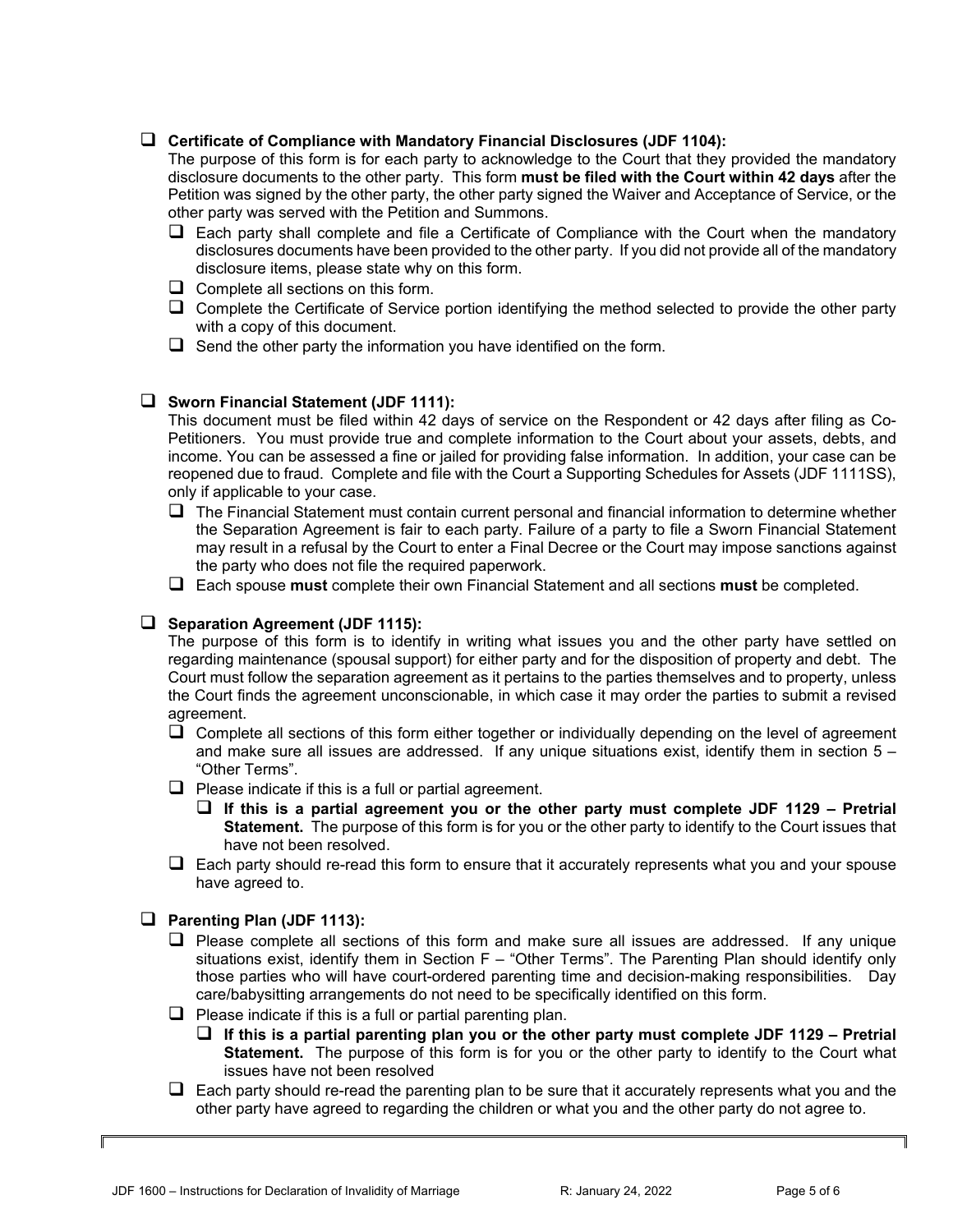- [ ] **Certificate of Compliance with Mandatory Financial Disclosures (JDF 1104):**
  The purpose of this form is for each party to acknowledge to the Court that they provided the mandatory disclosure documents to the other party. This form **must be filed with the Court within 42 days** after the Petition was signed by the other party, the other party signed the Waiver and Acceptance of Service, or the other party was served with the Petition and Summons.
  - [ ] Each party shall complete and file a Certificate of Compliance with the Court when the mandatory disclosures documents have been provided to the other party. If you did not provide all of the mandatory disclosure items, please state why on this form.
  - [ ] Complete all sections on this form.
  - [ ] Complete the Certificate of Service portion identifying the method selected to provide the other party with a copy of this document.
  - [ ] Send the other party the information you have identified on the form.

- [ ] **Sworn Financial Statement (JDF 1111):**
  This document must be filed within 42 days of service on the Respondent or 42 days after filing as Co-Petitioners. You must provide true and complete information to the Court about your assets, debts, and income. You can be assessed a fine or jailed for providing false information. In addition, your case can be reopened due to fraud. Complete and file with the Court a Supporting Schedules for Assets (JDF 1111SS), only if applicable to your case.
  - [ ] The Financial Statement must contain current personal and financial information to determine whether the Separation Agreement is fair to each party. Failure of a party to file a Sworn Financial Statement may result in a refusal by the Court to enter a Final Decree or the Court may impose sanctions against the party who does not file the required paperwork.
  - [ ] Each spouse **must** complete their own Financial Statement and all sections **must** be completed.

- [ ] **Separation Agreement (JDF 1115):**
  The purpose of this form is to identify in writing what issues you and the other party have settled on regarding maintenance (spousal support) for either party and for the disposition of property and debt. The Court must follow the separation agreement as it pertains to the parties themselves and to property, unless the Court finds the agreement unconscionable, in which case it may order the parties to submit a revised agreement.
  - [ ] Complete all sections of this form either together or individually depending on the level of agreement and make sure all issues are addressed. If any unique situations exist, identify them in section 5 – "Other Terms".
  - [ ] Please indicate if this is a full or partial agreement.
    - [ ] **If this is a partial agreement you or the other party must complete JDF 1129 – Pretrial Statement.** The purpose of this form is for you or the other party to identify to the Court issues that have not been resolved.
  - [ ] Each party should re-read this form to ensure that it accurately represents what you and your spouse have agreed to.

- [ ] **Parenting Plan (JDF 1113):**
  - [ ] Please complete all sections of this form and make sure all issues are addressed. If any unique situations exist, identify them in Section F – "Other Terms". The Parenting Plan should identify only those parties who will have court-ordered parenting time and decision-making responsibilities. Day care/babysitting arrangements do not need to be specifically identified on this form.
  - [ ] Please indicate if this is a full or partial parenting plan.
    - [ ] **If this is a partial parenting plan you or the other party must complete JDF 1129 – Pretrial Statement.** The purpose of this form is for you or the other party to identify to the Court what issues have not been resolved
  - [ ] Each party should re-read the parenting plan to be sure that it accurately represents what you and the other party have agreed to regarding the children or what you and the other party do not agree to.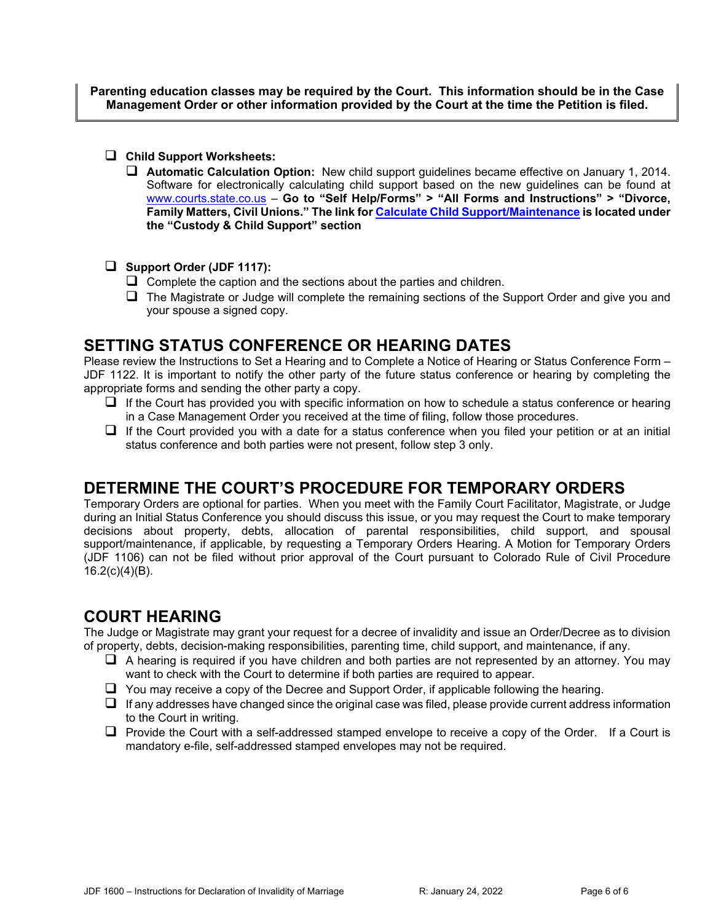**Parenting education classes may be required by the Court. This information should be in the Case Management Order or other information provided by the Court at the time the Petition is filed.**

- ❑ **Child Support Worksheets:**
  - ❑ **Automatic Calculation Option:** New child support guidelines became effective on January 1, 2014. Software for electronically calculating child support based on the new guidelines can be found at www.courts.state.co.us – **Go to "Self Help/Forms" > "All Forms and Instructions" > "Divorce, Family Matters, Civil Unions." The link for Calculate Child Support/Maintenance is located under the "Custody & Child Support" section**

- ❑ **Support Order (JDF 1117):**
  - ❑ Complete the caption and the sections about the parties and children.
  - ❑ The Magistrate or Judge will complete the remaining sections of the Support Order and give you and your spouse a signed copy.

## SETTING STATUS CONFERENCE OR HEARING DATES

Please review the Instructions to Set a Hearing and to Complete a Notice of Hearing or Status Conference Form – JDF 1122. It is important to notify the other party of the future status conference or hearing by completing the appropriate forms and sending the other party a copy.

- ❑ If the Court has provided you with specific information on how to schedule a status conference or hearing in a Case Management Order you received at the time of filing, follow those procedures.
- ❑ If the Court provided you with a date for a status conference when you filed your petition or at an initial status conference and both parties were not present, follow step 3 only.

## DETERMINE THE COURT'S PROCEDURE FOR TEMPORARY ORDERS

Temporary Orders are optional for parties. When you meet with the Family Court Facilitator, Magistrate, or Judge during an Initial Status Conference you should discuss this issue, or you may request the Court to make temporary decisions about property, debts, allocation of parental responsibilities, child support, and spousal support/maintenance, if applicable, by requesting a Temporary Orders Hearing. A Motion for Temporary Orders (JDF 1106) can not be filed without prior approval of the Court pursuant to Colorado Rule of Civil Procedure 16.2(c)(4)(B).

## COURT HEARING

The Judge or Magistrate may grant your request for a decree of invalidity and issue an Order/Decree as to division of property, debts, decision-making responsibilities, parenting time, child support, and maintenance, if any.

- ❑ A hearing is required if you have children and both parties are not represented by an attorney. You may want to check with the Court to determine if both parties are required to appear.
- ❑ You may receive a copy of the Decree and Support Order, if applicable following the hearing.
- ❑ If any addresses have changed since the original case was filed, please provide current address information to the Court in writing.
- ❑ Provide the Court with a self-addressed stamped envelope to receive a copy of the Order. If a Court is mandatory e-file, self-addressed stamped envelopes may not be required.